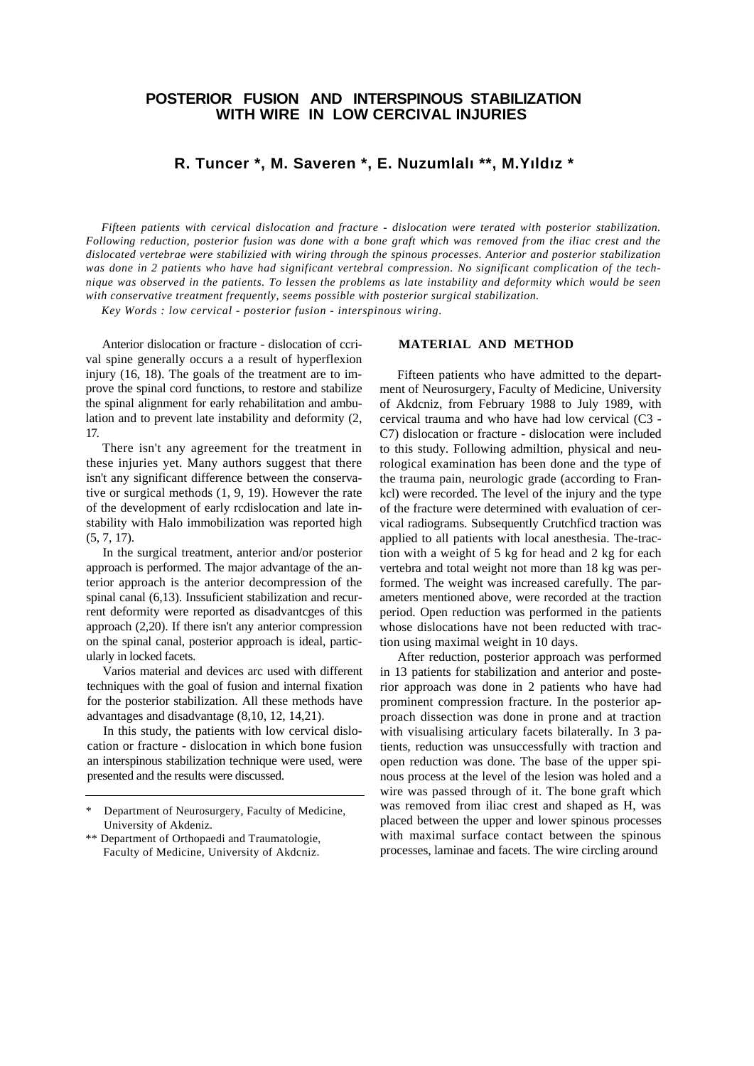# POSTERIOR FUSION AND INTERSPINOUS STABILIZATION WITH WIRE IN LOW CERCIVAL INJURIES

## R. Tuncer *, M. Saveren *, E. Nuzumlalı **, M.Yıldız *

*Fifteen patients with cervical dislocation and fracture - dislocation were terated with posterior stabilization. Following reduction, posterior fusion was done with a bone graft which was removed from the iliac crest and the dislocated vertebrae were stabilizied with wiring through the spinous processes. Anterior and posterior stabilization was done in 2 patients who have had significant vertebral compression. No significant complication of the technique was observed in the patients. To lessen the problems as late instability and deformity which would be seen with conservative treatment frequently, seems possible with posterior surgical stabilization.*

*Key Words : low cervical - posterior fusion - interspinous wiring.*

Anterior dislocation or fracture - dislocation of ccrival spine generally occurs a a result of hyperflexion injury (16, 18). The goals of the treatment are to improve the spinal cord functions, to restore and stabilize the spinal alignment for early rehabilitation and ambulation and to prevent late instability and deformity (2, 17.

There isn't any agreement for the treatment in these injuries yet. Many authors suggest that there isn't any significant difference between the conservative or surgical methods (1, 9, 19). However the rate of the development of early rcdislocation and late instability with Halo immobilization was reported high (5, 7, 17).

In the surgical treatment, anterior and/or posterior approach is performed. The major advantage of the anterior approach is the anterior decompression of the spinal canal (6,13). Inssuficient stabilization and recurrent deformity were reported as disadvantcges of this approach (2,20). If there isn't any anterior compression on the spinal canal, posterior approach is ideal, particularly in locked facets.

Varios material and devices arc used with different techniques with the goal of fusion and internal fixation for the posterior stabilization. All these methods have advantages and disadvantage (8,10, 12, 14,21).

In this study, the patients with low cervical dislocation or fracture - dislocation in which bone fusion an interspinous stabilization technique were used, were presented and the results were discussed.

## MATERIAL AND METHOD

Fifteen patients who have admitted to the department of Neurosurgery, Faculty of Medicine, University of Akdcniz, from February 1988 to July 1989, with cervical trauma and who have had low cervical (C3 - C7) dislocation or fracture - dislocation were included to this study. Following admiltion, physical and neurological examination has been done and the type of the trauma pain, neurologic grade (according to Frankcl) were recorded. The level of the injury and the type of the fracture were determined with evaluation of cervical radiograms. Subsequently Crutchficd traction was applied to all patients with local anesthesia. The-traction with a weight of 5 kg for head and 2 kg for each vertebra and total weight not more than 18 kg was performed. The weight was increased carefully. The parameters mentioned above, were recorded at the traction period. Open reduction was performed in the patients whose dislocations have not been reducted with traction using maximal weight in 10 days.

After reduction, posterior approach was performed in 13 patients for stabilization and anterior and posterior approach was done in 2 patients who have had prominent compression fracture. In the posterior approach dissection was done in prone and at traction with visualising articulary facets bilaterally. In 3 patients, reduction was unsuccessfully with traction and open reduction was done. The base of the upper spinous process at the level of the lesion was holed and a wire was passed through of it. The bone graft which was removed from iliac crest and shaped as H, was placed between the upper and lower spinous processes with maximal surface contact between the spinous processes, laminae and facets. The wire circling around

---

\* Department of Neurosurgery, Faculty of Medicine, University of Akdeniz.

\** Department of Orthopaedi and Traumatologie, Faculty of Medicine, University of Akdcniz.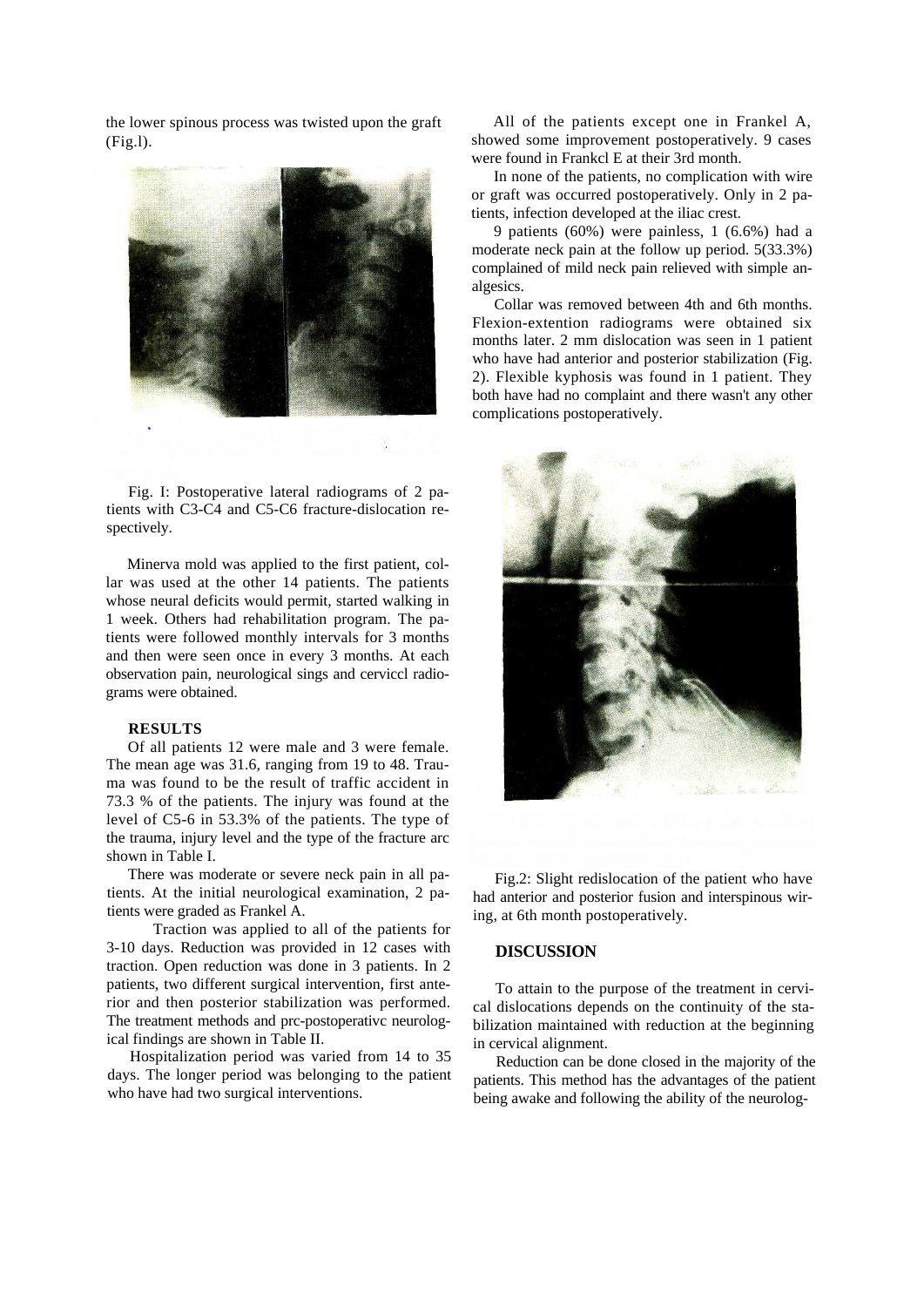the lower spinous process was twisted upon the graft (Fig.l).

Fig. I: Postoperative lateral radiograms of 2 patients with C3-C4 and C5-C6 fracture-dislocation respectively.

Minerva mold was applied to the first patient, collar was used at the other 14 patients. The patients whose neural deficits would permit, started walking in 1 week. Others had rehabilitation program. The patients were followed monthly intervals for 3 months and then were seen once in every 3 months. At each observation pain, neurological sings and cerviccl radiograms were obtained.

## RESULTS

Of all patients 12 were male and 3 were female. The mean age was 31.6, ranging from 19 to 48. Trauma was found to be the result of traffic accident in 73.3 % of the patients. The injury was found at the level of C5-6 in 53.3% of the patients. The type of the trauma, injury level and the type of the fracture arc shown in Table I.

There was moderate or severe neck pain in all patients. At the initial neurological examination, 2 patients were graded as Frankel A.

Traction was applied to all of the patients for 3-10 days. Reduction was provided in 12 cases with traction. Open reduction was done in 3 patients. In 2 patients, two different surgical intervention, first anterior and then posterior stabilization was performed. The treatment methods and prc-postoperativc neurological findings are shown in Table II.

Hospitalization period was varied from 14 to 35 days. The longer period was belonging to the patient who have had two surgical interventions.

All of the patients except one in Frankel A, showed some improvement postoperatively. 9 cases were found in Frankcl E at their 3rd month.

In none of the patients, no complication with wire or graft was occurred postoperatively. Only in 2 patients, infection developed at the iliac crest.

9 patients (60%) were painless, 1 (6.6%) had a moderate neck pain at the follow up period. 5(33.3%) complained of mild neck pain relieved with simple analgesics.

Collar was removed between 4th and 6th months. Flexion-extention radiograms were obtained six months later. 2 mm dislocation was seen in 1 patient who have had anterior and posterior stabilization (Fig. 2). Flexible kyphosis was found in 1 patient. They both have had no complaint and there wasn't any other complications postoperatively.

Fig.2: Slight redislocation of the patient who have had anterior and posterior fusion and interspinous wiring, at 6th month postoperatively.

## DISCUSSION

To attain to the purpose of the treatment in cervical dislocations depends on the continuity of the stabilization maintained with reduction at the beginning in cervical alignment.

Reduction can be done closed in the majority of the patients. This method has the advantages of the patient being awake and following the ability of the neurolog-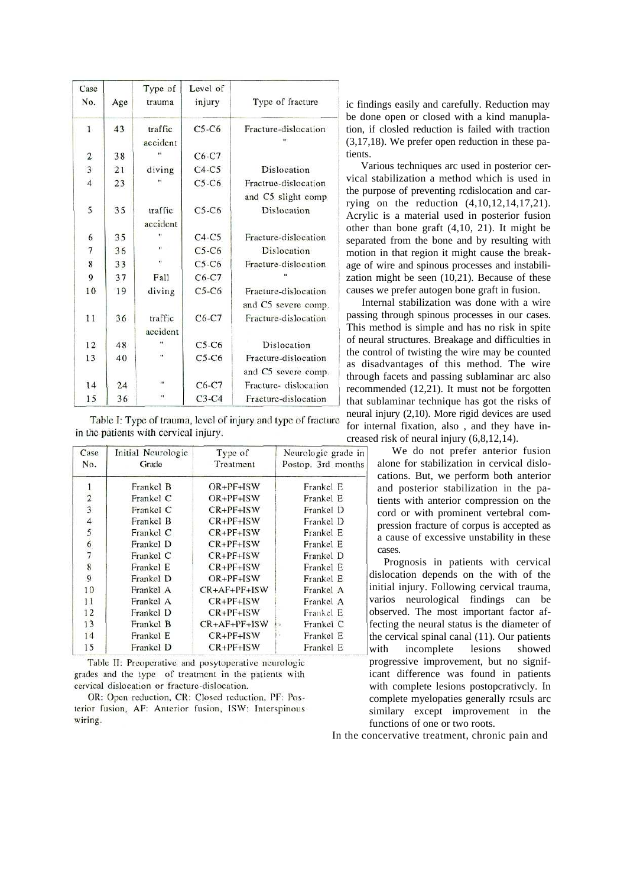| Case No. | Age | Type of trauma | Level of injury | Type of fracture |
|---|---|---|---|---|
| 1 | 43 | traffic accident | C5-C6 | Fracture-dislocation |
| 2 | 38 | " | C6-C7 | " |
| 3 | 21 | diving | C4-C5 | Dislocation |
| 4 | 23 | " | C5-C6 | Fractrue-dislocation and C5 slight comp |
| 5 | 35 | traffic accident | C5-C6 | Dislocation |
| 6 | 35 | " | C4-C5 | Fracture-dislocation |
| 7 | 36 | " | C5-C6 | Dislocation |
| 8 | 33 | " | C5-C6 | Fracture-dislocation |
| 9 | 37 | Fall | C6-C7 | " |
| 10 | 19 | diving | C5-C6 | Fracture-dislocation and C5 severe comp. |
| 11 | 36 | traffic accident | C6-C7 | Fracture-dislocation |
| 12 | 48 | " | C5-C6 | Dislocation |
| 13 | 40 | " | C5-C6 | Fracture-dislocation and C5 severe comp. |
| 14 | 24 | " | C6-C7 | Fracture- dislocation |
| 15 | 36 | " | C3-C4 | Fracture-dislocation |

Table I: Type of trauma, level of injury and type of fracture in the patients with cervical injury.

| Case No. | Initial Neurologic Grade | Type of Treatment | Neurologic grade in Postop. 3rd months |
|---|---|---|---|
| 1 | Frankel B | OR+PF+ISW | Frankel E |
| 2 | Frankel C | OR+PF+ISW | Frankel E |
| 3 | Frankel C | CR+PF+ISW | Frankel D |
| 4 | Frankel B | CR+PF+ISW | Frankel D |
| 5 | Frankel C | CR+PF+ISW | Frankel E |
| 6 | Frankel D | CR+PF+ISW | Frankel E |
| 7 | Frankel C | CR+PF+ISW | Frankel D |
| 8 | Frankel E | CR+PF+ISW | Frankel E |
| 9 | Frankel D | OR+PF+ISW | Frankel E |
| 10 | Frankel A | CR+AF+PF+ISW | Frankel A |
| 11 | Frankel A | CR+PF+ISW | Frankel A |
| 12 | Frankel D | CR+PF+ISW | Frankel E |
| 13 | Frankel B | CR+AF+PF+ISW | Frankel C |
| 14 | Frankel E | CR+PF+ISW | Frankel E |
| 15 | Frankel D | CR+PF+ISW | Frankel E |

Table II: Preoperative and posytoperative neurologic grades and the type of treatment in the patients with cervical dislocation or fracture-dislocation.

OR: Open reduction, CR: Closed reduction, PF: Posterior fusion, AF: Anterior fusion, ISW: Interspinous wiring.

ic findings easily and carefully. Reduction may be done open or closed with a kind manuplation, if closled reduction is failed with traction (3,17,18). We prefer open reduction in these patients.

Various techniques arc used in posterior cervical stabilization a method which is used in the purpose of preventing rcdislocation and carrying on the reduction (4,10,12,14,17,21). Acrylic is a material used in posterior fusion other than bone graft (4,10, 21). It might be separated from the bone and by resulting with motion in that region it might cause the breakage of wire and spinous processes and instabilization might be seen (10,21). Because of these causes we prefer autogen bone graft in fusion.

Internal stabilization was done with a wire passing through spinous processes in our cases. This method is simple and has no risk in spite of neural structures. Breakage and difficulties in the control of twisting the wire may be counted as disadvantages of this method. The wire through facets and passing sublaminar arc also recommended (12,21). It must not be forgotten that sublaminar technique has got the risks of neural injury (2,10). More rigid devices are used for internal fixation, also , and they have increased risk of neural injury (6,8,12,14).

We do not prefer anterior fusion alone for stabilization in cervical dislocations. But, we perform both anterior and posterior stabilization in the patients with anterior compression on the cord or with prominent vertebral compression fracture of corpus is accepted as a cause of excessive unstability in these cases.

Prognosis in patients with cervical dislocation depends on the with of the initial injury. Following cervical trauma, varios neurological findings can be observed. The most important factor affecting the neural status is the diameter of the cervical spinal canal (11). Our patients with incomplete lesions showed progressive improvement, but no significant difference was found in patients with complete lesions postopcrativcly. In complete myelopaties generally rcsuls arc similary except improvement in the functions of one or two roots.

In the concervative treatment, chronic pain and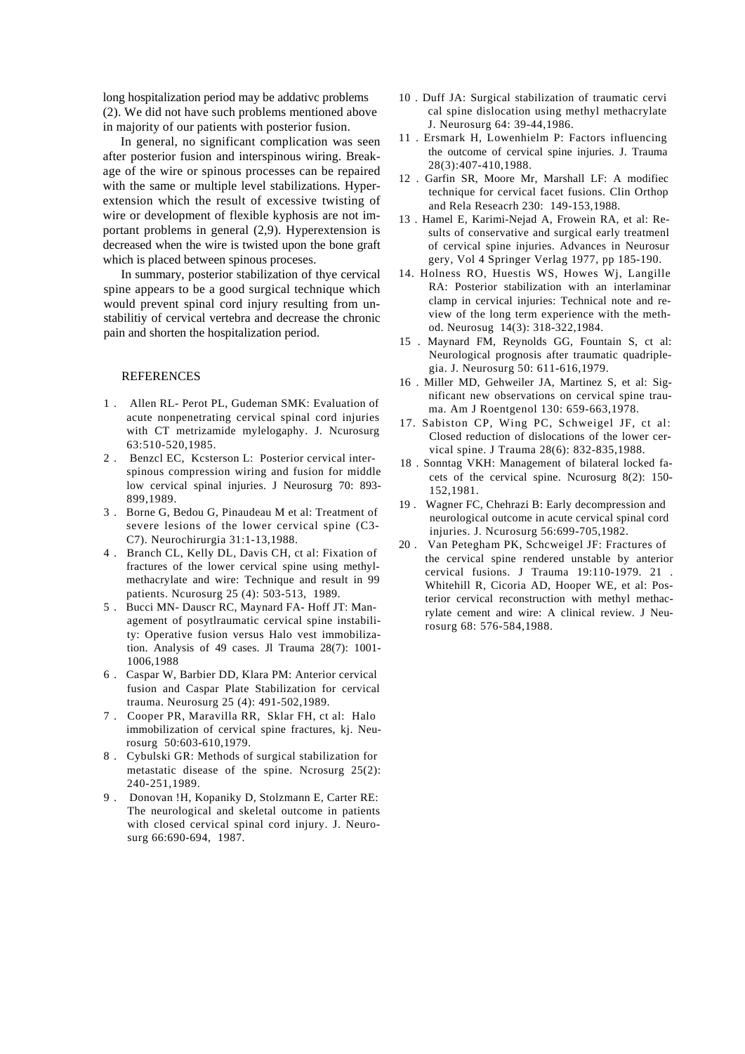long hospitalization period may be addativc problems (2). We did not have such problems mentioned above in majority of our patients with posterior fusion.

In general, no significant complication was seen after posterior fusion and interspinous wiring. Breakage of the wire or spinous processes can be repaired with the same or multiple level stabilizations. Hyperextension which the result of excessive twisting of wire or development of flexible kyphosis are not important problems in general (2,9). Hyperextension is decreased when the wire is twisted upon the bone graft which is placed between spinous proceses.

In summary, posterior stabilization of thye cervical spine appears to be a good surgical technique which would prevent spinal cord injury resulting from unstabilitiy of cervical vertebra and decrease the chronic pain and shorten the hospitalization period.

## REFERENCES

1. Allen RL- Perot PL, Gudeman SMK: Evaluation of acute nonpenetrating cervical spinal cord injuries with CT metrizamide mylelogaphy. J. Ncurosurg 63:510-520,1985.
2. Benzcl EC, Kcsterson L: Posterior cervical interspinous compression wiring and fusion for middle low cervical spinal injuries. J Neurosurg 70: 893-899,1989.
3. Borne G, Bedou G, Pinaudeau M et al: Treatment of severe lesions of the lower cervical spine (C3-C7). Neurochirurgia 31:1-13,1988.
4. Branch CL, Kelly DL, Davis CH, ct al: Fixation of fractures of the lower cervical spine using methylmethacrylate and wire: Technique and result in 99 patients. Ncurosurg 25 (4): 503-513, 1989.
5. Bucci MN- Dauscr RC, Maynard FA- Hoff JT: Management of posytlraumatic cervical spine instability: Operative fusion versus Halo vest immobilization. Analysis of 49 cases. Jl Trauma 28(7): 1001-1006,1988
6. Caspar W, Barbier DD, Klara PM: Anterior cervical fusion and Caspar Plate Stabilization for cervical trauma. Neurosurg 25 (4): 491-502,1989.
7. Cooper PR, Maravilla RR, Sklar FH, ct al: Halo immobilization of cervical spine fractures, kj. Neurosurg 50:603-610,1979.
8. Cybulski GR: Methods of surgical stabilization for metastatic disease of the spine. Ncrosurg 25(2): 240-251,1989.
9. Donovan !H, Kopaniky D, Stolzmann E, Carter RE: The neurological and skeletal outcome in patients with closed cervical spinal cord injury. J. Neurosurg 66:690-694, 1987.
10. Duff JA: Surgical stabilization of traumatic cervi cal spine dislocation using methyl methacrylate J. Neurosurg 64: 39-44,1986.
11. Ersmark H, Lowenhielm P: Factors influencing the outcome of cervical spine injuries. J. Trauma 28(3):407-410,1988.
12. Garfin SR, Moore Mr, Marshall LF: A modifiec technique for cervical facet fusions. Clin Orthop and Rela Reseacrh 230: 149-153,1988.
13. Hamel E, Karimi-Nejad A, Frowein RA, et al: Results of conservative and surgical early treatmenl of cervical spine injuries. Advances in Neurosurgery, Vol 4 Springer Verlag 1977, pp 185-190.
14. Holness RO, Huestis WS, Howes Wj, Langille RA: Posterior stabilization with an interlaminar clamp in cervical injuries: Technical note and review of the long term experience with the method. Neurosug 14(3): 318-322,1984.
15. Maynard FM, Reynolds GG, Fountain S, ct al: Neurological prognosis after traumatic quadriplegia. J. Neurosurg 50: 611-616,1979.
16. Miller MD, Gehweiler JA, Martinez S, et al: Significant new observations on cervical spine trauma. Am J Roentgenol 130: 659-663,1978.
17. Sabiston CP, Wing PC, Schweigel JF, ct al: Closed reduction of dislocations of the lower cervical spine. J Trauma 28(6): 832-835,1988.
18. Sonntag VKH: Management of bilateral locked facets of the cervical spine. Ncurosurg 8(2): 150-152,1981.
19. Wagner FC, Chehrazi B: Early decompression and neurological outcome in acute cervical spinal cord injuries. J. Ncurosurg 56:699-705,1982.
20. Van Petegham PK, Schcweigel JF: Fractures of the cervical spine rendered unstable by anterior cervical fusions. J Trauma 19:110-1979. 21 . Whitehill R, Cicoria AD, Hooper WE, et al: Posterior cervical reconstruction with methyl methacrylate cement and wire: A clinical review. J Neurosurg 68: 576-584,1988.